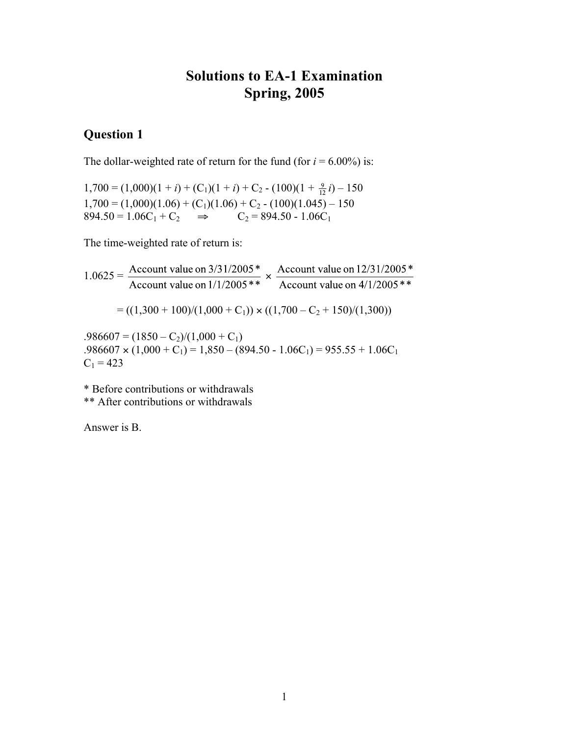# Solutions to EA-1 Examination Spring, 2005

## Question 1

The dollar-weighted rate of return for the fund (for $i = 6.00\%$) is:

$$1{,}700 = (1{,}000)(1 + i) + (C_1)(1 + i) + C_2 - (100)(1 + \tfrac{9}{12}i) - 150$$

$$1{,}700 = (1{,}000)(1.06) + (C_1)(1.06) + C_2 - (100)(1.045) - 150$$

$$894.50 = 1.06C_1 + C_2 \quad \Rightarrow \quad C_2 = 894.50 - 1.06C_1$$

The time-weighted rate of return is:

$$1.0625 = \frac{\text{Account value on 3/31/2005*}}{\text{Account value on 1/1/2005**}} \times \frac{\text{Account value on 12/31/2005*}}{\text{Account value on 4/1/2005**}}$$

$$= ((1{,}300 + 100)/(1{,}000 + C_1)) \times ((1{,}700 - C_2 + 150)/(1{,}300))$$

$$.986607 = (1850 - C_2)/(1{,}000 + C_1)$$

$$.986607 \times (1{,}000 + C_1) = 1{,}850 - (894.50 - 1.06C_1) = 955.55 + 1.06C_1$$

$$C_1 = 423$$

\* Before contributions or withdrawals

\*\* After contributions or withdrawals

Answer is B.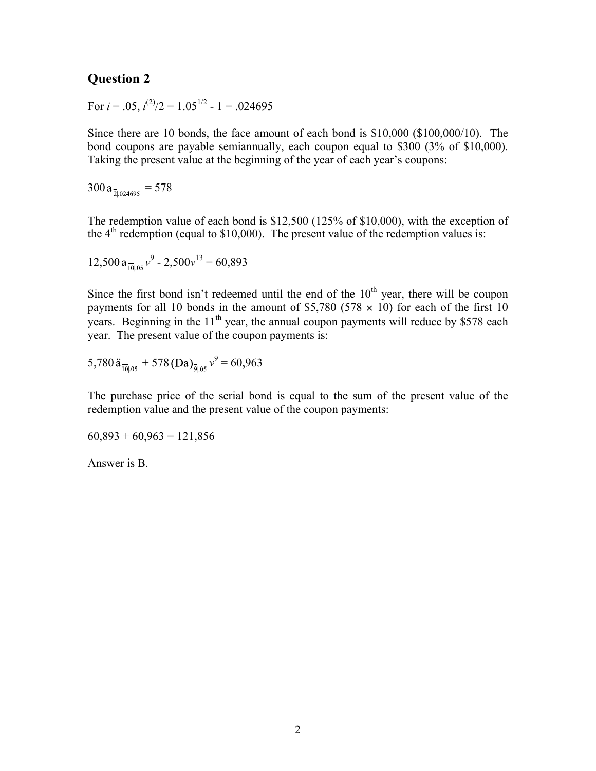## Question 2

For $i = .05$, $i^{(2)}/2 = 1.05^{1/2} - 1 = .024695$

Since there are 10 bonds, the face amount of each bond is \$10,000 (\$100,000/10). The bond coupons are payable semiannually, each coupon equal to \$300 (3% of \$10,000). Taking the present value at the beginning of the year of each year's coupons:

$$300\, a_{\overline{2}|.024695} = 578$$

The redemption value of each bond is \$12,500 (125% of \$10,000), with the exception of the 4th redemption (equal to \$10,000). The present value of the redemption values is:

$$12{,}500\, a_{\overline{10}|.05}\, v^9 - 2{,}500v^{13} = 60{,}893$$

Since the first bond isn't redeemed until the end of the 10th year, there will be coupon payments for all 10 bonds in the amount of \$5,780 (578 × 10) for each of the first 10 years. Beginning in the 11th year, the annual coupon payments will reduce by \$578 each year. The present value of the coupon payments is:

$$5{,}780\, \ddot{a}_{\overline{10}|.05} + 578\,(Da)_{\overline{9}|.05}\, v^9 = 60{,}963$$

The purchase price of the serial bond is equal to the sum of the present value of the redemption value and the present value of the coupon payments:

$$60{,}893 + 60{,}963 = 121{,}856$$

Answer is B.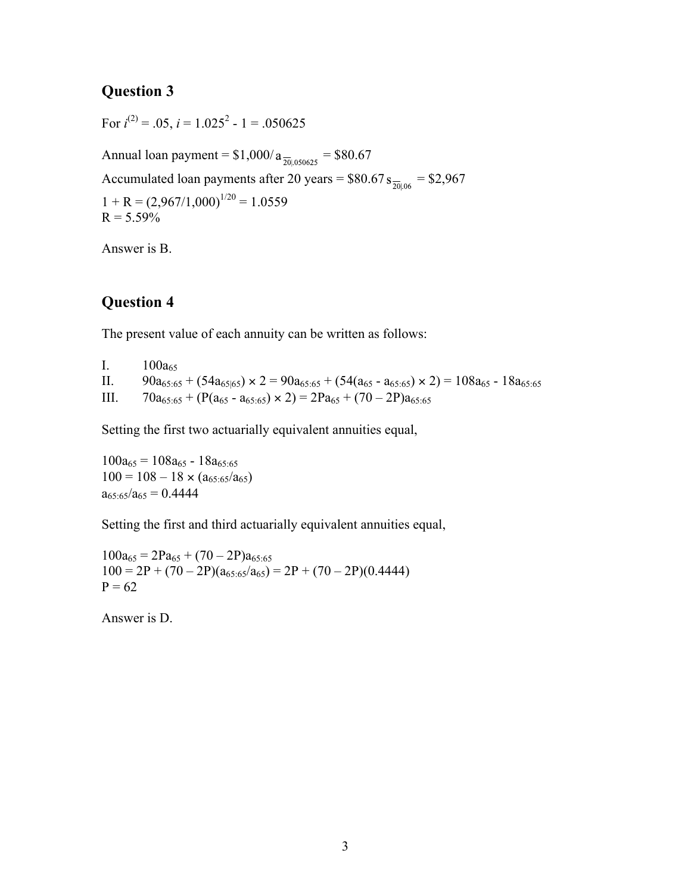## Question 3

For $i^{(2)} = .05$, $i = 1.025^2 - 1 = .050625$

Annual loan payment = \$1,000/ $a_{\overline{20}|.050625}$ = \$80.67

Accumulated loan payments after 20 years = \$80.67 $s_{\overline{20}|.06}$ = \$2,967

$1 + R = (2{,}967/1{,}000)^{1/20} = 1.0559$

$R = 5.59\%$

Answer is B.

## Question 4

The present value of each annuity can be written as follows:

I. $100a_{65}$

II. $90a_{65:65} + (54a_{65|65}) \times 2 = 90a_{65:65} + (54(a_{65} - a_{65:65}) \times 2) = 108a_{65} - 18a_{65:65}$

III. $70a_{65:65} + (P(a_{65} - a_{65:65}) \times 2) = 2Pa_{65} + (70 - 2P)a_{65:65}$

Setting the first two actuarially equivalent annuities equal,

$100a_{65} = 108a_{65} - 18a_{65:65}$

$100 = 108 - 18 \times (a_{65:65}/a_{65})$

$a_{65:65}/a_{65} = 0.4444$

Setting the first and third actuarially equivalent annuities equal,

$100a_{65} = 2Pa_{65} + (70 - 2P)a_{65:65}$

$100 = 2P + (70 - 2P)(a_{65:65}/a_{65}) = 2P + (70 - 2P)(0.4444)$

$P = 62$

Answer is D.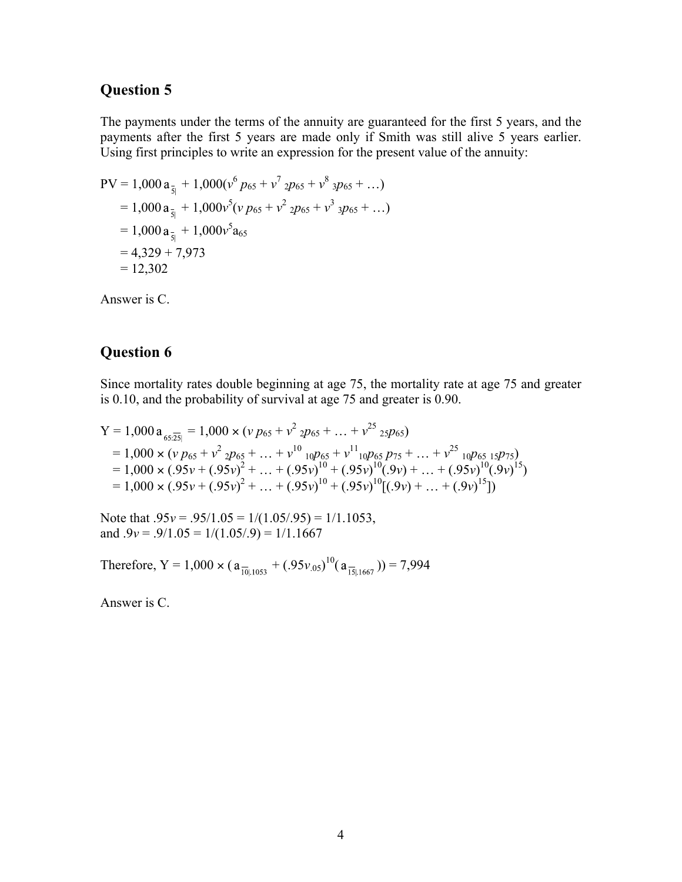## Question 5

The payments under the terms of the annuity are guaranteed for the first 5 years, and the payments after the first 5 years are made only if Smith was still alive 5 years earlier. Using first principles to write an expression for the present value of the annuity:

$$
\begin{aligned}
PV &= 1{,}000\, a_{\overline{5|}} + 1{,}000(v^6\, p_{65} + v^7\, {}_2p_{65} + v^8\, {}_3p_{65} + \ldots) \\
&= 1{,}000\, a_{\overline{5|}} + 1{,}000v^5(v\, p_{65} + v^2\, {}_2p_{65} + v^3\, {}_3p_{65} + \ldots) \\
&= 1{,}000\, a_{\overline{5|}} + 1{,}000v^5 a_{65} \\
&= 4{,}329 + 7{,}973 \\
&= 12{,}302
\end{aligned}
$$

Answer is C.

## Question 6

Since mortality rates double beginning at age 75, the mortality rate at age 75 and greater is 0.10, and the probability of survival at age 75 and greater is 0.90.

$$
\begin{aligned}
Y &= 1{,}000\, a_{65:\overline{25|}} = 1{,}000 \times (v\, p_{65} + v^2\, {}_2p_{65} + \ldots + v^{25}\, {}_{25}p_{65}) \\
&= 1{,}000 \times (v\, p_{65} + v^2\, {}_2p_{65} + \ldots + v^{10}\, {}_{10}p_{65} + v^{11}\, {}_{10}p_{65}\, p_{75} + \ldots + v^{25}\, {}_{10}p_{65}\, {}_{15}p_{75}) \\
&= 1{,}000 \times (.95v + (.95v)^2 + \ldots + (.95v)^{10} + (.95v)^{10}(.9v) + \ldots + (.95v)^{10}(.9v)^{15}) \\
&= 1{,}000 \times (.95v + (.95v)^2 + \ldots + (.95v)^{10} + (.95v)^{10}[(.9v) + \ldots + (.9v)^{15}])
\end{aligned}
$$

Note that $.95v = .95/1.05 = 1/(1.05/.95) = 1/1.1053$,
and $.9v = .9/1.05 = 1/(1.05/.9) = 1/1.1667$

Therefore, $Y = 1{,}000 \times (a_{\overline{10|}.1053} + (.95v_{.05})^{10}(a_{\overline{15|}.1667})) = 7{,}994$

Answer is C.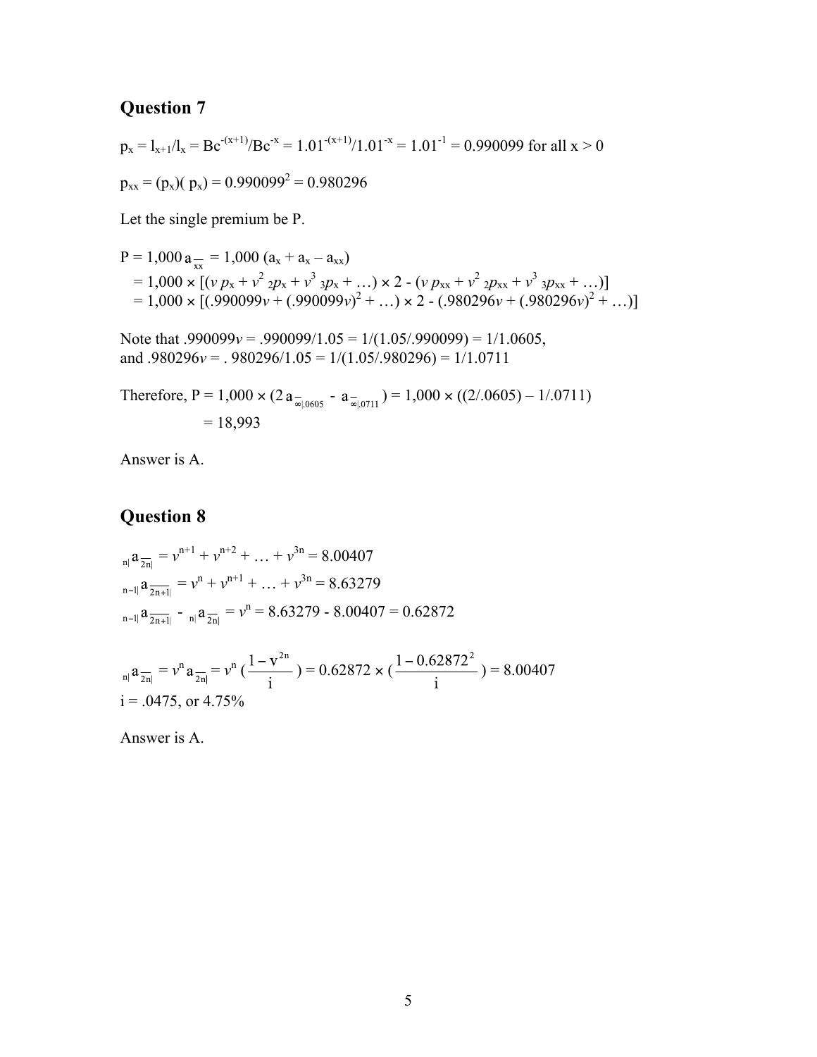## Question 7

$p_x = l_{x+1}/l_x = Bc^{-(x+1)}/Bc^{-x} = 1.01^{-(x+1)}/1.01^{-x} = 1.01^{-1} = 0.990099$ for all $x > 0$

$p_{xx} = (p_x)(p_x) = 0.990099^2 = 0.980296$

Let the single premium be P.

$$P = 1{,}000\, a_{\overline{xx}} = 1{,}000\,(a_x + a_x - a_{xx})$$
$$= 1{,}000 \times [(v\, p_x + v^2\, {}_2p_x + v^3\, {}_3p_x + \ldots) \times 2 - (v\, p_{xx} + v^2\, {}_2p_{xx} + v^3\, {}_3p_{xx} + \ldots)]$$
$$= 1{,}000 \times [(.990099v + (.990099v)^2 + \ldots) \times 2 - (.980296v + (.980296v)^2 + \ldots)]$$

Note that $.990099v = .990099/1.05 = 1/(1.05/.990099) = 1/1.0605$,
and $.980296v = .980296/1.05 = 1/(1.05/.980296) = 1/1.0711$

Therefore, $P = 1{,}000 \times (2\, a_{\overline{\infty}|.0605} - a_{\overline{\infty}|.0711}) = 1{,}000 \times ((2/.0605) - 1/.0711)$
$= 18{,}993$

Answer is A.

## Question 8

$${}_{n|}a_{\overline{2n}|} = v^{n+1} + v^{n+2} + \ldots + v^{3n} = 8.00407$$

$${}_{n-1|}a_{\overline{2n+1}|} = v^{n} + v^{n+1} + \ldots + v^{3n} = 8.63279$$

$${}_{n-1|}a_{\overline{2n+1}|} - {}_{n|}a_{\overline{2n}|} = v^{n} = 8.63279 - 8.00407 = 0.62872$$

$${}_{n|}a_{\overline{2n}|} = v^n a_{\overline{2n}|} = v^n \left(\frac{1 - v^{2n}}{i}\right) = 0.62872 \times \left(\frac{1 - 0.62872^2}{i}\right) = 8.00407$$

$i = .0475$, or $4.75\%$

Answer is A.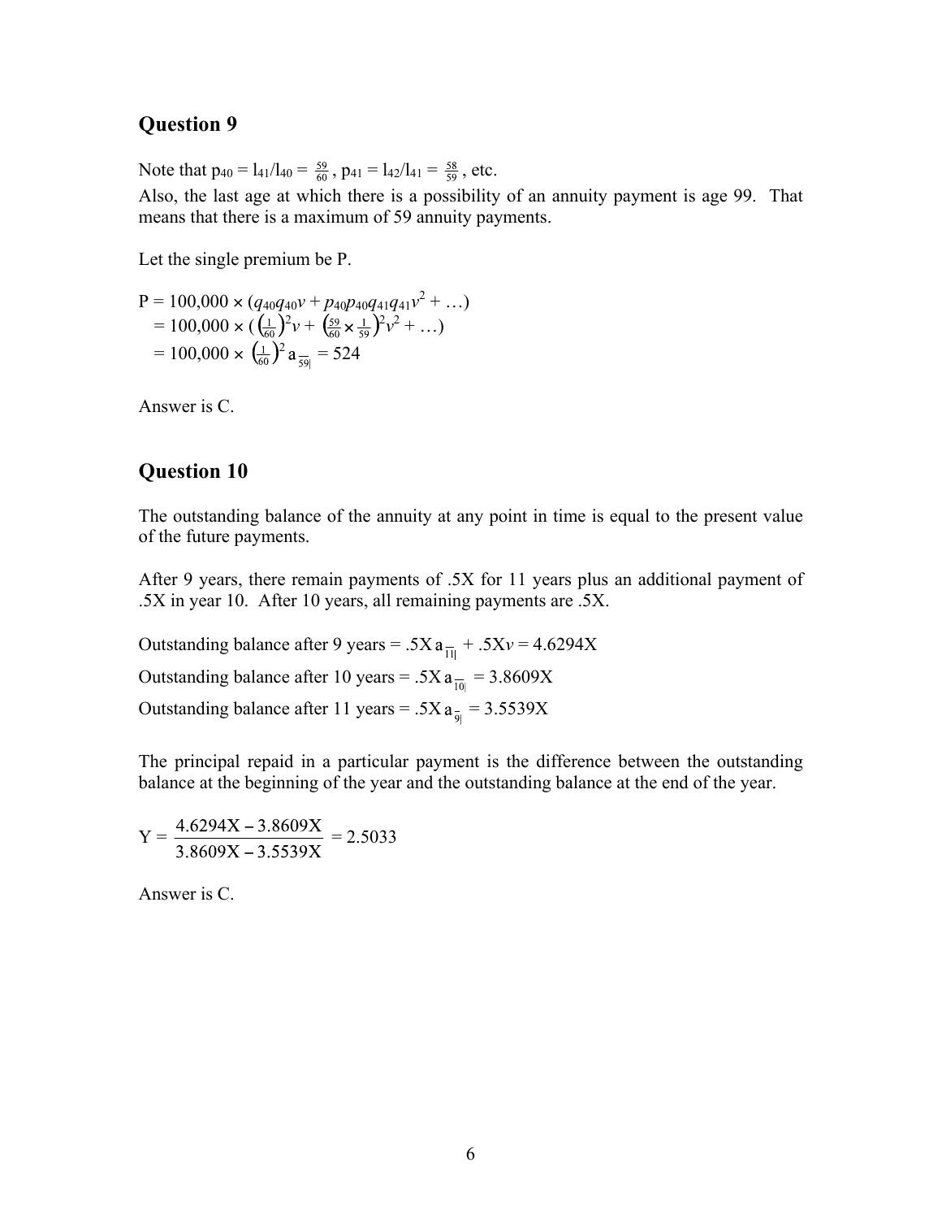## Question 9

Note that $p_{40} = l_{41}/l_{40} = \frac{59}{60}$, $p_{41} = l_{42}/l_{41} = \frac{58}{59}$, etc.
Also, the last age at which there is a possibility of an annuity payment is age 99. That means that there is a maximum of 59 annuity payments.

Let the single premium be P.

$$
\begin{aligned}
P &= 100{,}000 \times (q_{40}q_{40}v + p_{40}p_{40}q_{41}q_{41}v^2 + \ldots) \\
&= 100{,}000 \times \left( \left(\tfrac{1}{60}\right)^2 v + \left(\tfrac{59}{60} \times \tfrac{1}{59}\right)^2 v^2 + \ldots \right) \\
&= 100{,}000 \times \left(\tfrac{1}{60}\right)^2 a_{\overline{59|}} = 524
\end{aligned}
$$

Answer is C.

## Question 10

The outstanding balance of the annuity at any point in time is equal to the present value of the future payments.

After 9 years, there remain payments of .5X for 11 years plus an additional payment of .5X in year 10. After 10 years, all remaining payments are .5X.

Outstanding balance after 9 years $= .5X\, a_{\overline{11|}} + .5Xv = 4.6294X$

Outstanding balance after 10 years $= .5X\, a_{\overline{10|}} = 3.8609X$

Outstanding balance after 11 years $= .5X\, a_{\overline{9|}} = 3.5539X$

The principal repaid in a particular payment is the difference between the outstanding balance at the beginning of the year and the outstanding balance at the end of the year.

$$
Y = \frac{4.6294X - 3.8609X}{3.8609X - 3.5539X} = 2.5033
$$

Answer is C.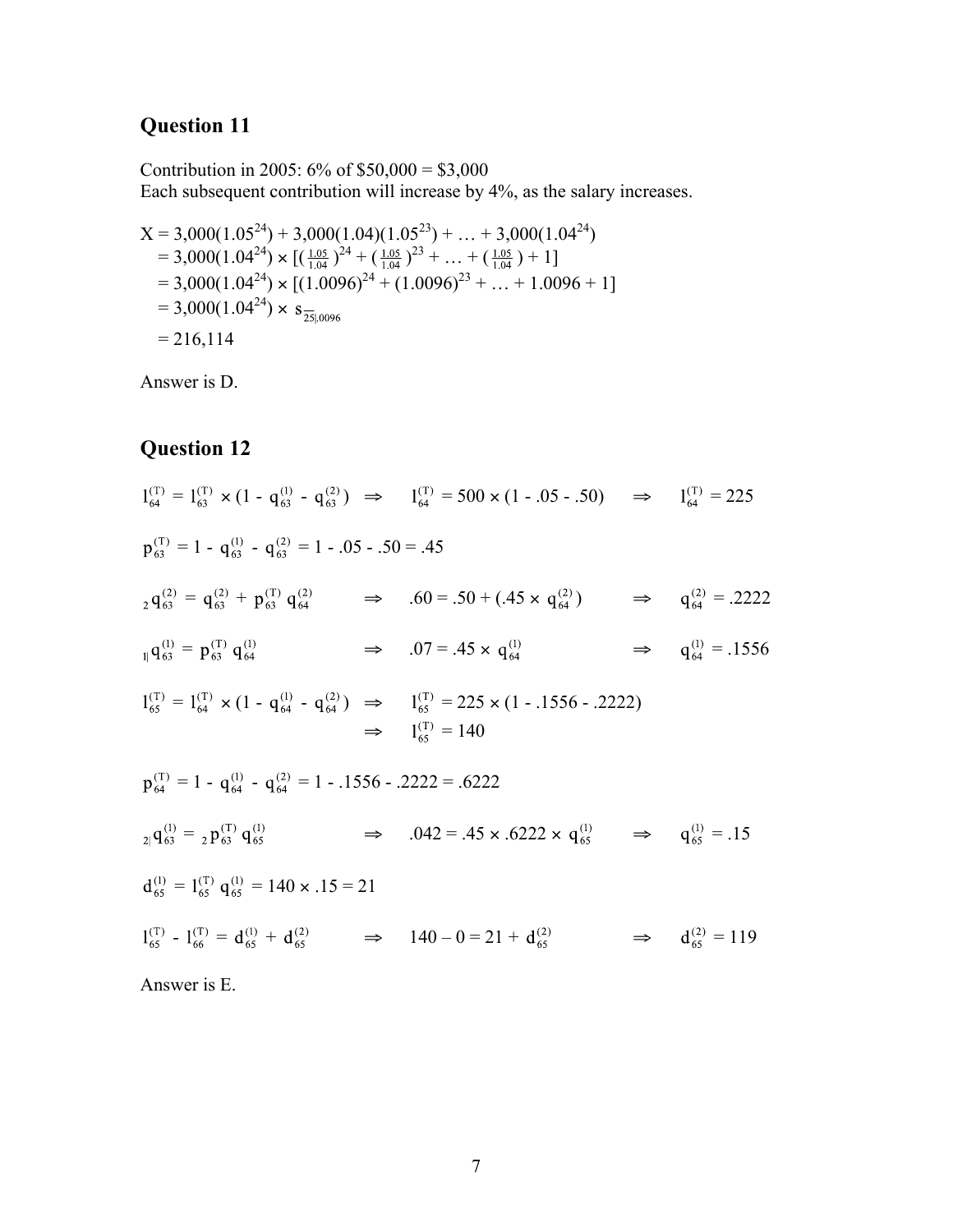## Question 11

Contribution in 2005: 6% of \$50,000 = \$3,000
Each subsequent contribution will increase by 4%, as the salary increases.

$$X = 3{,}000(1.05^{24}) + 3{,}000(1.04)(1.05^{23}) + \ldots + 3{,}000(1.04^{24})$$
$$= 3{,}000(1.04^{24}) \times [(\tfrac{1.05}{1.04})^{24} + (\tfrac{1.05}{1.04})^{23} + \ldots + (\tfrac{1.05}{1.04}) + 1]$$
$$= 3{,}000(1.04^{24}) \times [(1.0096)^{24} + (1.0096)^{23} + \ldots + 1.0096 + 1]$$
$$= 3{,}000(1.04^{24}) \times s_{\overline{25}|.0096}$$
$$= 216{,}114$$

Answer is D.

## Question 12

$l_{64}^{(T)} = l_{63}^{(T)} \times (1 - q_{63}^{(1)} - q_{63}^{(2)}) \quad \Rightarrow \quad l_{64}^{(T)} = 500 \times (1 - .05 - .50) \quad \Rightarrow \quad l_{64}^{(T)} = 225$

$p_{63}^{(T)} = 1 - q_{63}^{(1)} - q_{63}^{(2)} = 1 - .05 - .50 = .45$

${}_2q_{63}^{(2)} = q_{63}^{(2)} + p_{63}^{(T)} q_{64}^{(2)} \quad \Rightarrow \quad .60 = .50 + (.45 \times q_{64}^{(2)}) \quad \Rightarrow \quad q_{64}^{(2)} = .2222$

${}_{1|}q_{63}^{(1)} = p_{63}^{(T)} q_{64}^{(1)} \quad \Rightarrow \quad .07 = .45 \times q_{64}^{(1)} \quad \Rightarrow \quad q_{64}^{(1)} = .1556$

$l_{65}^{(T)} = l_{64}^{(T)} \times (1 - q_{64}^{(1)} - q_{64}^{(2)}) \quad \Rightarrow \quad l_{65}^{(T)} = 225 \times (1 - .1556 - .2222)$
$\quad \Rightarrow \quad l_{65}^{(T)} = 140$

$p_{64}^{(T)} = 1 - q_{64}^{(1)} - q_{64}^{(2)} = 1 - .1556 - .2222 = .6222$

${}_{2|}q_{63}^{(1)} = {}_2p_{63}^{(T)} q_{65}^{(1)} \quad \Rightarrow \quad .042 = .45 \times .6222 \times q_{65}^{(1)} \quad \Rightarrow \quad q_{65}^{(1)} = .15$

$d_{65}^{(1)} = l_{65}^{(T)} q_{65}^{(1)} = 140 \times .15 = 21$

$l_{65}^{(T)} - l_{66}^{(T)} = d_{65}^{(1)} + d_{65}^{(2)} \quad \Rightarrow \quad 140 - 0 = 21 + d_{65}^{(2)} \quad \Rightarrow \quad d_{65}^{(2)} = 119$

Answer is E.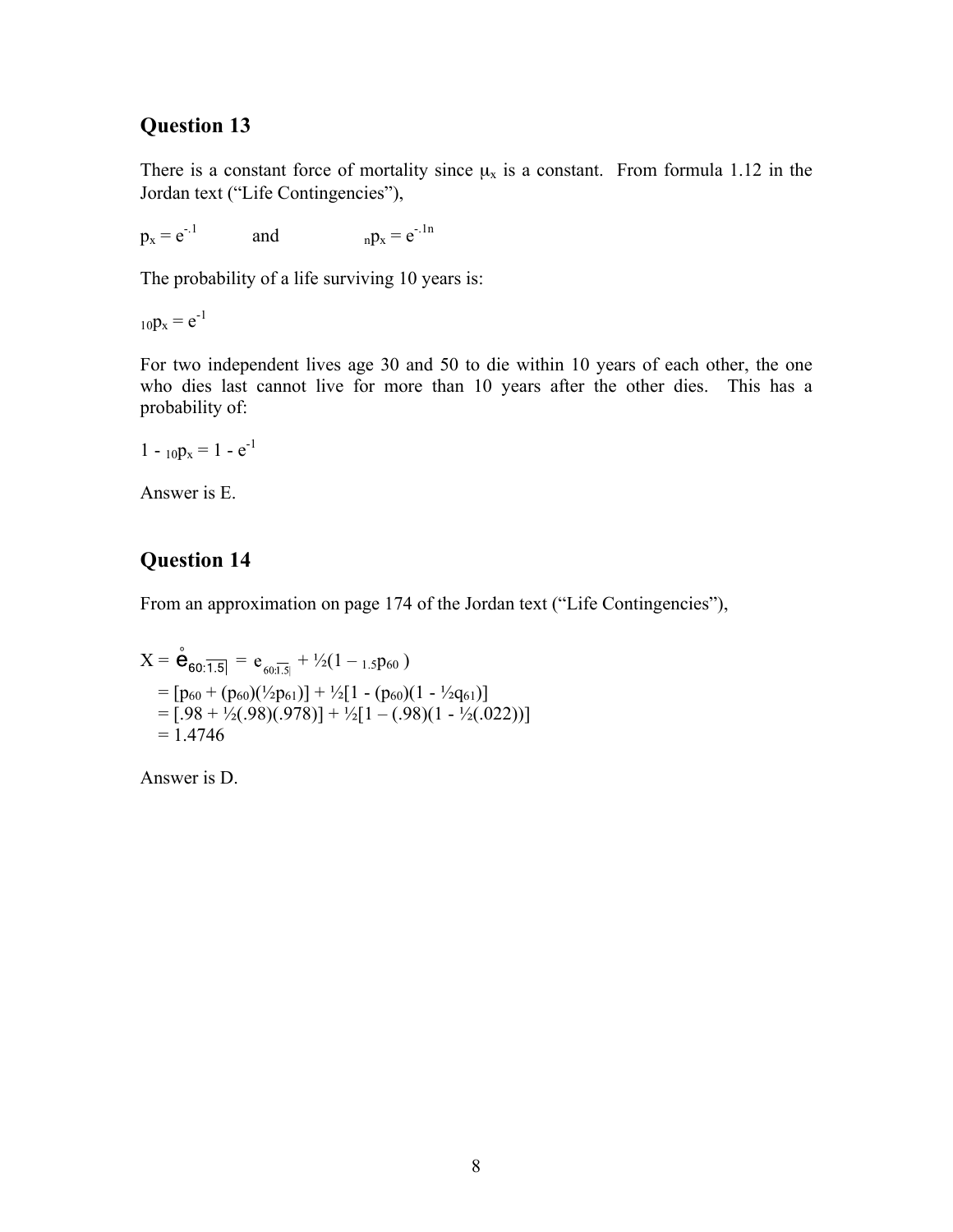## Question 13

There is a constant force of mortality since $\mu_x$ is a constant. From formula 1.12 in the Jordan text ("Life Contingencies"),

$p_x = e^{-.1}$ and $_np_x = e^{-.1n}$

The probability of a life surviving 10 years is:

$_{10}p_x = e^{-1}$

For two independent lives age 30 and 50 to die within 10 years of each other, the one who dies last cannot live for more than 10 years after the other dies. This has a probability of:

$1 - {}_{10}p_x = 1 - e^{-1}$

Answer is E.

## Question 14

From an approximation on page 174 of the Jordan text ("Life Contingencies"),

$$
\begin{aligned}
X = \mathring{e}_{60:\overline{1.5|}} &= e_{60:\overline{1.5|}} + \tfrac{1}{2}(1 - {}_{1.5}p_{60}) \\
&= [p_{60} + (p_{60})(\tfrac{1}{2}p_{61})] + \tfrac{1}{2}[1 - (p_{60})(1 - \tfrac{1}{2}q_{61})] \\
&= [.98 + \tfrac{1}{2}(.98)(.978)] + \tfrac{1}{2}[1 - (.98)(1 - \tfrac{1}{2}(.022))] \\
&= 1.4746
\end{aligned}
$$

Answer is D.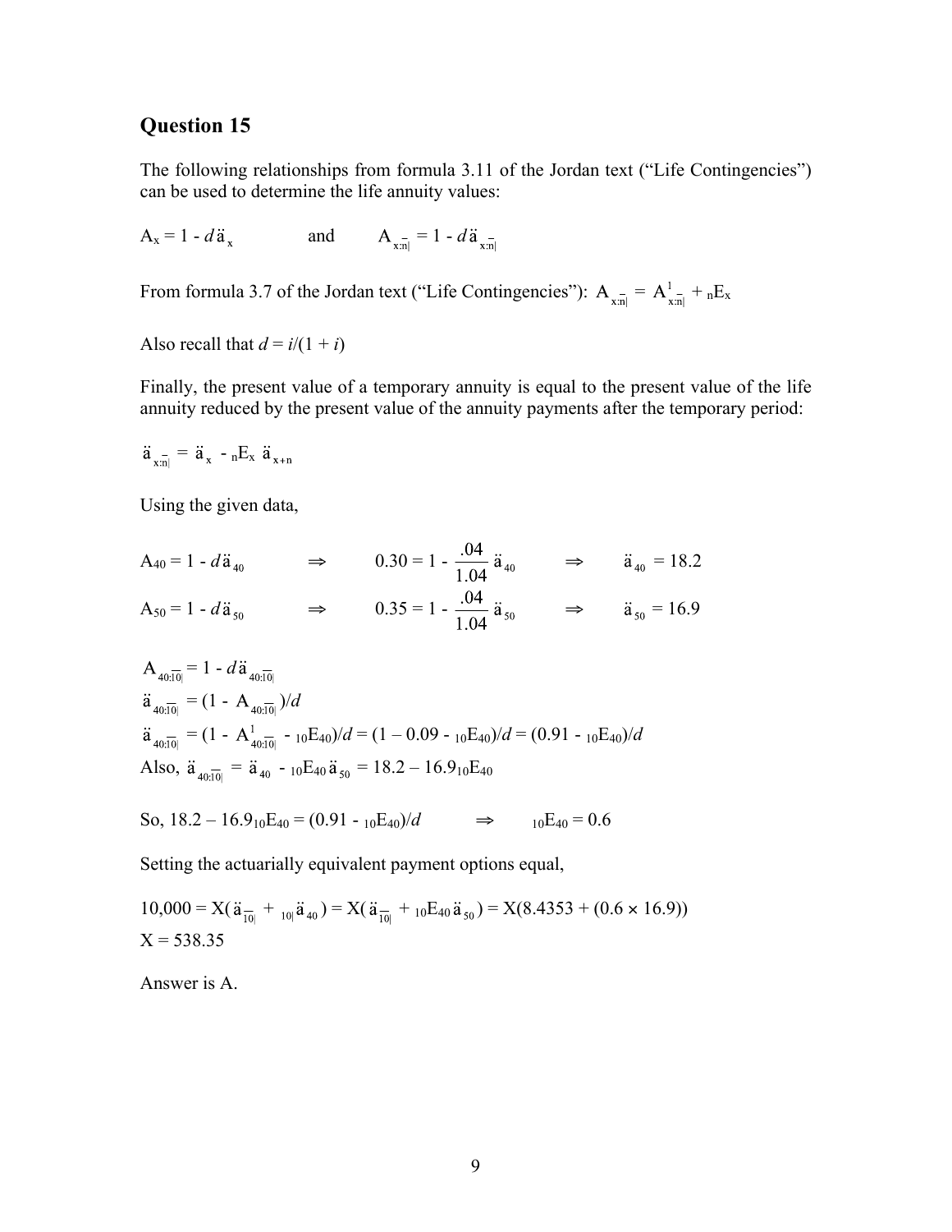## Question 15

The following relationships from formula 3.11 of the Jordan text ("Life Contingencies") can be used to determine the life annuity values:

$A_x = 1 - d\ddot{a}_x$ and $A_{x:\overline{n}|} = 1 - d\ddot{a}_{x:\overline{n}|}$

From formula 3.7 of the Jordan text ("Life Contingencies"): $A_{x:\overline{n}|} = A^1_{x:\overline{n}|} + {}_nE_x$

Also recall that $d = i/(1 + i)$

Finally, the present value of a temporary annuity is equal to the present value of the life annuity reduced by the present value of the annuity payments after the temporary period:

$$\ddot{a}_{x:\overline{n}|} = \ddot{a}_x - {}_nE_x\,\ddot{a}_{x+n}$$

Using the given data,

$$A_{40} = 1 - d\ddot{a}_{40} \quad \Rightarrow \quad 0.30 = 1 - \frac{.04}{1.04}\ddot{a}_{40} \quad \Rightarrow \quad \ddot{a}_{40} = 18.2$$

$$A_{50} = 1 - d\ddot{a}_{50} \quad \Rightarrow \quad 0.35 = 1 - \frac{.04}{1.04}\ddot{a}_{50} \quad \Rightarrow \quad \ddot{a}_{50} = 16.9$$

$$A_{40:\overline{10}|} = 1 - d\ddot{a}_{40:\overline{10}|}$$

$$\ddot{a}_{40:\overline{10}|} = (1 - A_{40:\overline{10}|})/d$$

$$\ddot{a}_{40:\overline{10}|} = (1 - A^1_{40:\overline{10}|} - {}_{10}E_{40})/d = (1 - 0.09 - {}_{10}E_{40})/d = (0.91 - {}_{10}E_{40})/d$$

Also, $\ddot{a}_{40:\overline{10}|} = \ddot{a}_{40} - {}_{10}E_{40}\,\ddot{a}_{50} = 18.2 - 16.9\,{}_{10}E_{40}$

So, $18.2 - 16.9\,{}_{10}E_{40} = (0.91 - {}_{10}E_{40})/d \quad \Rightarrow \quad {}_{10}E_{40} = 0.6$

Setting the actuarially equivalent payment options equal,

$$10{,}000 = X(\ddot{a}_{\overline{10}|} + {}_{10|}\ddot{a}_{40}) = X(\ddot{a}_{\overline{10}|} + {}_{10}E_{40}\,\ddot{a}_{50}) = X(8.4353 + (0.6 \times 16.9))$$

$X = 538.35$

Answer is A.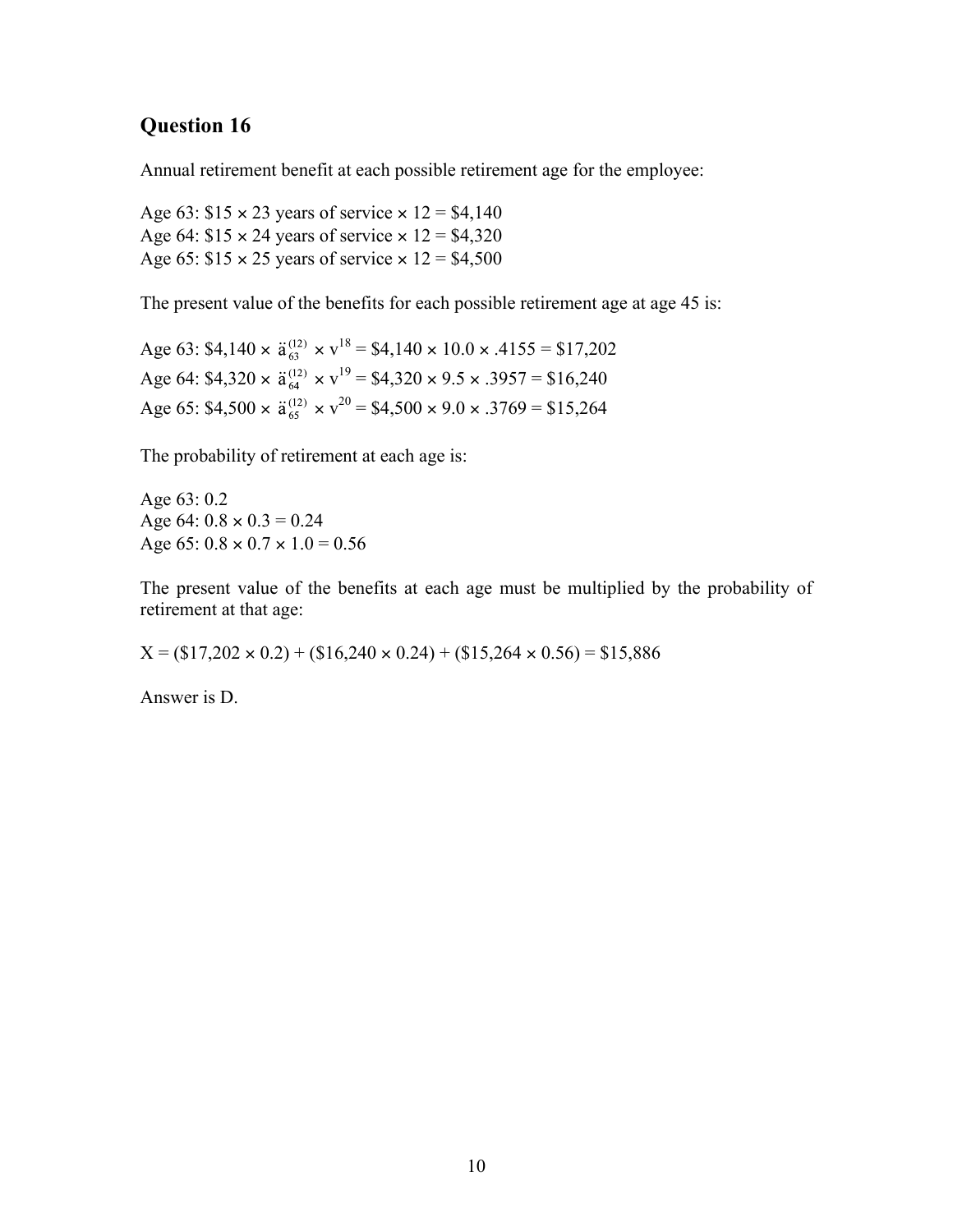## Question 16

Annual retirement benefit at each possible retirement age for the employee:

Age 63: \$15 × 23 years of service × 12 = \$4,140
Age 64: \$15 × 24 years of service × 12 = \$4,320
Age 65: \$15 × 25 years of service × 12 = \$4,500

The present value of the benefits for each possible retirement age at age 45 is:

Age 63: $\$4{,}140 \times \ddot{a}_{63}^{(12)} \times v^{18} = \$4{,}140 \times 10.0 \times .4155 = \$17{,}202$
Age 64: $\$4{,}320 \times \ddot{a}_{64}^{(12)} \times v^{19} = \$4{,}320 \times 9.5 \times .3957 = \$16{,}240$
Age 65: $\$4{,}500 \times \ddot{a}_{65}^{(12)} \times v^{20} = \$4{,}500 \times 9.0 \times .3769 = \$15{,}264$

The probability of retirement at each age is:

Age 63: 0.2
Age 64: 0.8 × 0.3 = 0.24
Age 65: 0.8 × 0.7 × 1.0 = 0.56

The present value of the benefits at each age must be multiplied by the probability of retirement at that age:

X = (\$17,202 × 0.2) + (\$16,240 × 0.24) + (\$15,264 × 0.56) = \$15,886

Answer is D.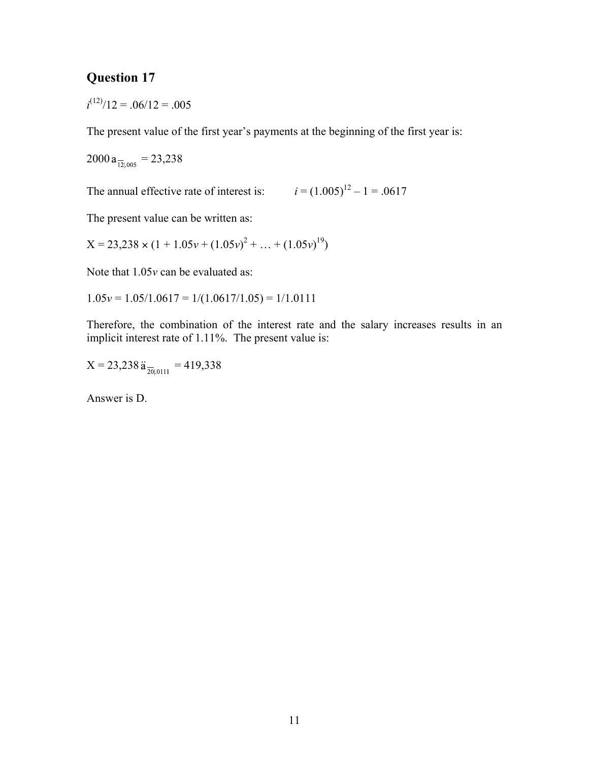## Question 17

$i^{(12)}/12 = .06/12 = .005$

The present value of the first year's payments at the beginning of the first year is:

$2000\, a_{\overline{12}|.005} = 23{,}238$

The annual effective rate of interest is: $i = (1.005)^{12} - 1 = .0617$

The present value can be written as:

$X = 23{,}238 \times (1 + 1.05v + (1.05v)^2 + \ldots + (1.05v)^{19})$

Note that $1.05v$ can be evaluated as:

$1.05v = 1.05/1.0617 = 1/(1.0617/1.05) = 1/1.0111$

Therefore, the combination of the interest rate and the salary increases results in an implicit interest rate of 1.11%. The present value is:

$X = 23{,}238\, \ddot{a}_{\overline{20}|.0111} = 419{,}338$

Answer is D.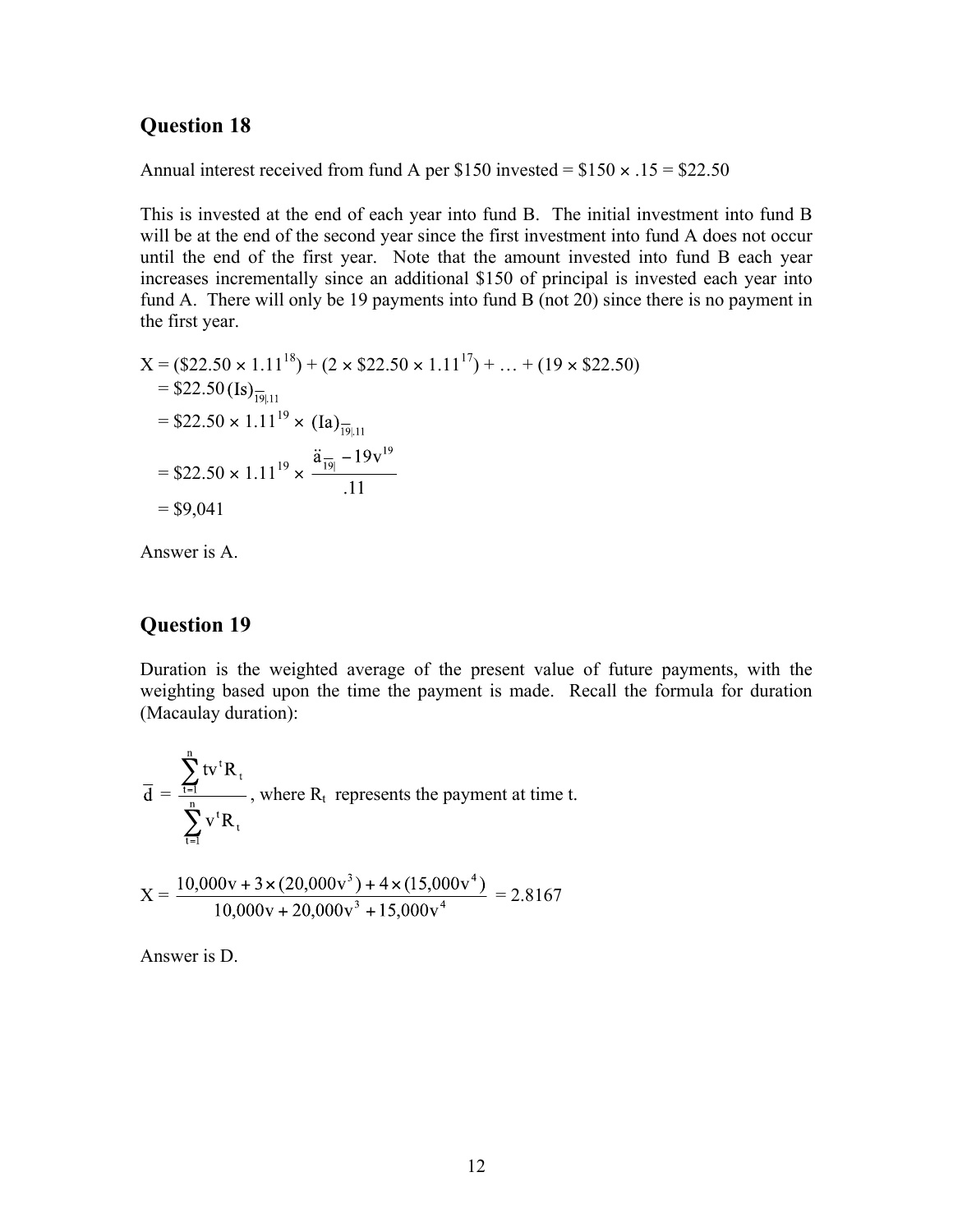## Question 18

Annual interest received from fund A per \$150 invested = \$150 × .15 = \$22.50

This is invested at the end of each year into fund B. The initial investment into fund B will be at the end of the second year since the first investment into fund A does not occur until the end of the first year. Note that the amount invested into fund B each year increases incrementally since an additional \$150 of principal is invested each year into fund A. There will only be 19 payments into fund B (not 20) since there is no payment in the first year.

$$
\begin{aligned}
X &= (\$22.50 \times 1.11^{18}) + (2 \times \$22.50 \times 1.11^{17}) + \ldots + (19 \times \$22.50) \\
&= \$22.50\,(Is)_{\overline{19}|.11} \\
&= \$22.50 \times 1.11^{19} \times (Ia)_{\overline{19}|.11} \\
&= \$22.50 \times 1.11^{19} \times \frac{\ddot{a}_{\overline{19}|} - 19v^{19}}{.11} \\
&= \$9{,}041
\end{aligned}
$$

Answer is A.

## Question 19

Duration is the weighted average of the present value of future payments, with the weighting based upon the time the payment is made. Recall the formula for duration (Macaulay duration):

$$
\bar{d} = \frac{\sum_{t=1}^{n} t v^t R_t}{\sum_{t=1}^{n} v^t R_t}
$$

, where $R_t$ represents the payment at time t.

$$
X = \frac{10{,}000v + 3 \times (20{,}000v^3) + 4 \times (15{,}000v^4)}{10{,}000v + 20{,}000v^3 + 15{,}000v^4} = 2.8167
$$

Answer is D.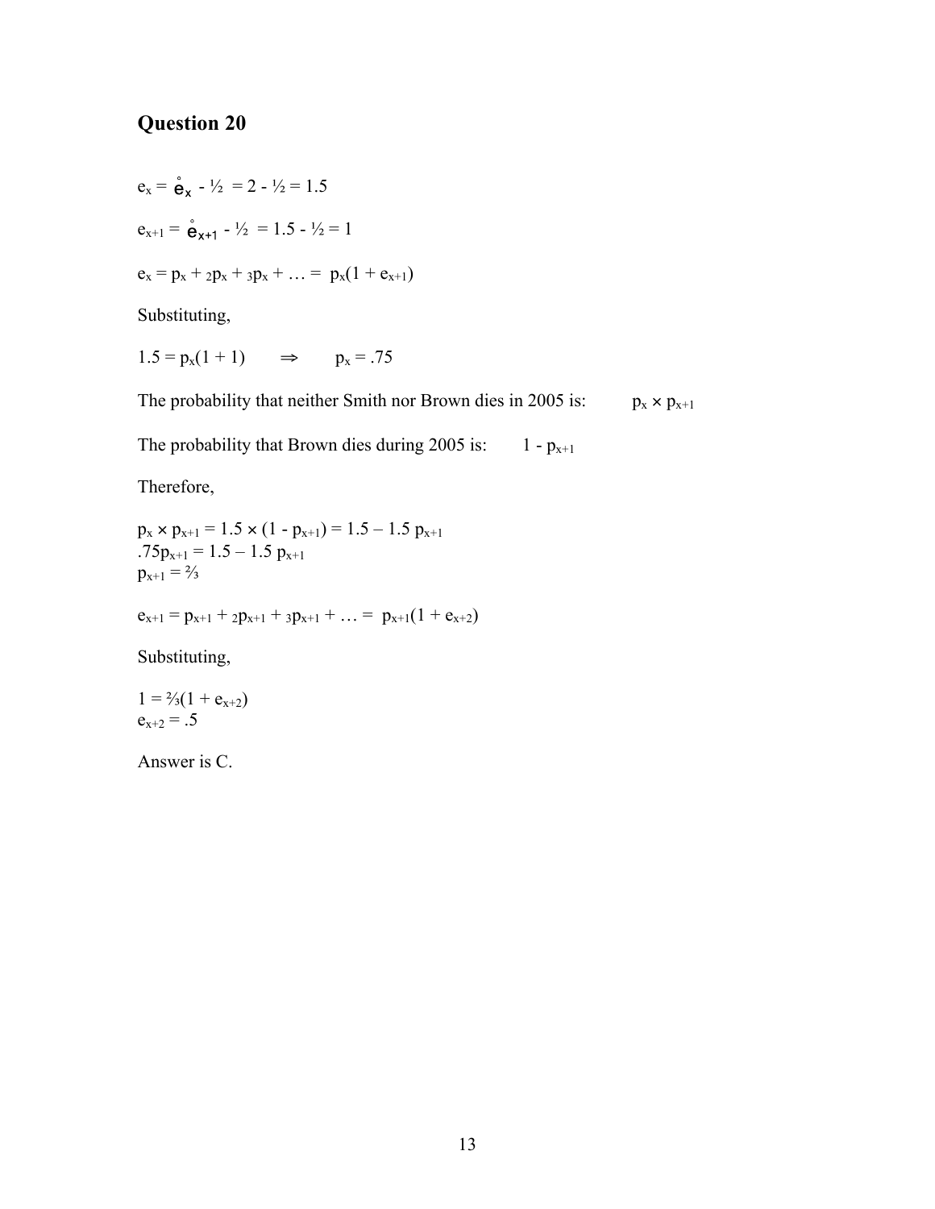## Question 20

$e_x = \mathring{e}_x - ½ = 2 - ½ = 1.5$

$e_{x+1} = \mathring{e}_{x+1} - ½ = 1.5 - ½ = 1$

$e_x = p_x + {}_2p_x + {}_3p_x + \ldots = p_x(1 + e_{x+1})$

Substituting,

$1.5 = p_x(1 + 1) \quad \Rightarrow \quad p_x = .75$

The probability that neither Smith nor Brown dies in 2005 is: $\quad p_x \times p_{x+1}$

The probability that Brown dies during 2005 is: $\quad 1 - p_{x+1}$

Therefore,

$p_x \times p_{x+1} = 1.5 \times (1 - p_{x+1}) = 1.5 - 1.5\, p_{x+1}$
$.75 p_{x+1} = 1.5 - 1.5\, p_{x+1}$
$p_{x+1} = ⅔$

$e_{x+1} = p_{x+1} + {}_2p_{x+1} + {}_3p_{x+1} + \ldots = p_{x+1}(1 + e_{x+2})$

Substituting,

$1 = ⅔(1 + e_{x+2})$
$e_{x+2} = .5$

Answer is C.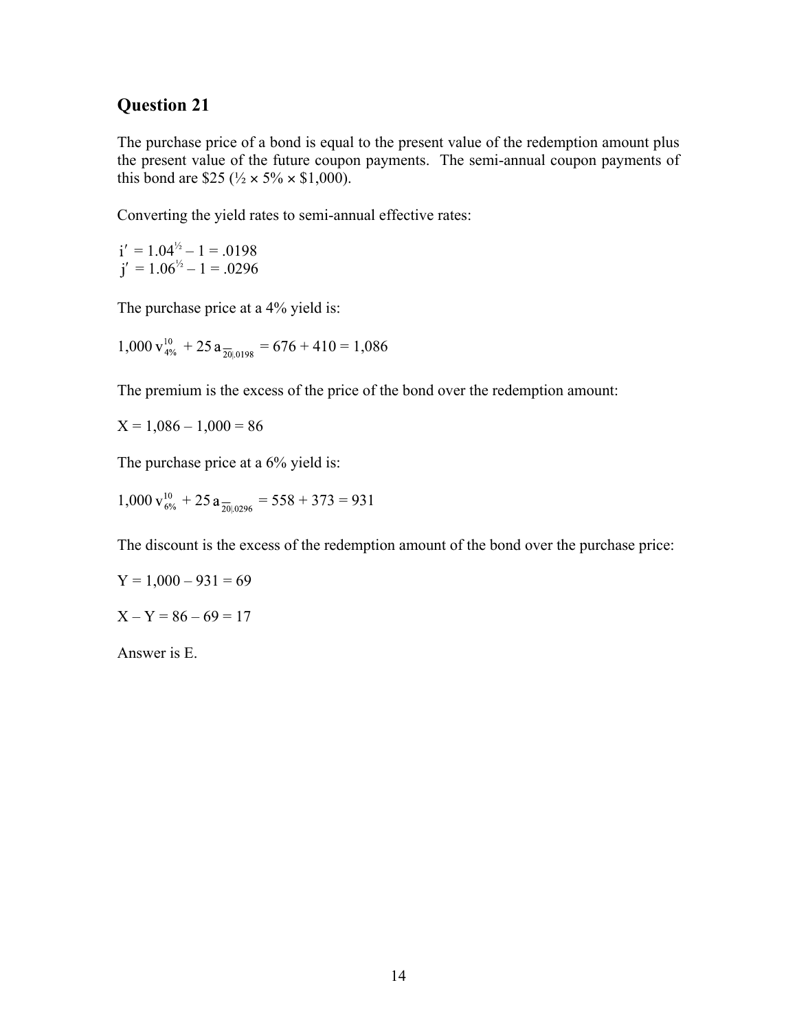## Question 21

The purchase price of a bond is equal to the present value of the redemption amount plus the present value of the future coupon payments. The semi-annual coupon payments of this bond are \$25 (½ × 5% × \$1,000).

Converting the yield rates to semi-annual effective rates:

$i' = 1.04^{1/2} - 1 = .0198$
$j' = 1.06^{1/2} - 1 = .0296$

The purchase price at a 4% yield is:

$$1{,}000\, v_{4\%}^{10} + 25\, a_{\overline{20}|.0198} = 676 + 410 = 1{,}086$$

The premium is the excess of the price of the bond over the redemption amount:

X = 1,086 – 1,000 = 86

The purchase price at a 6% yield is:

$$1{,}000\, v_{6\%}^{10} + 25\, a_{\overline{20}|.0296} = 558 + 373 = 931$$

The discount is the excess of the redemption amount of the bond over the purchase price:

Y = 1,000 – 931 = 69

X – Y = 86 – 69 = 17

Answer is E.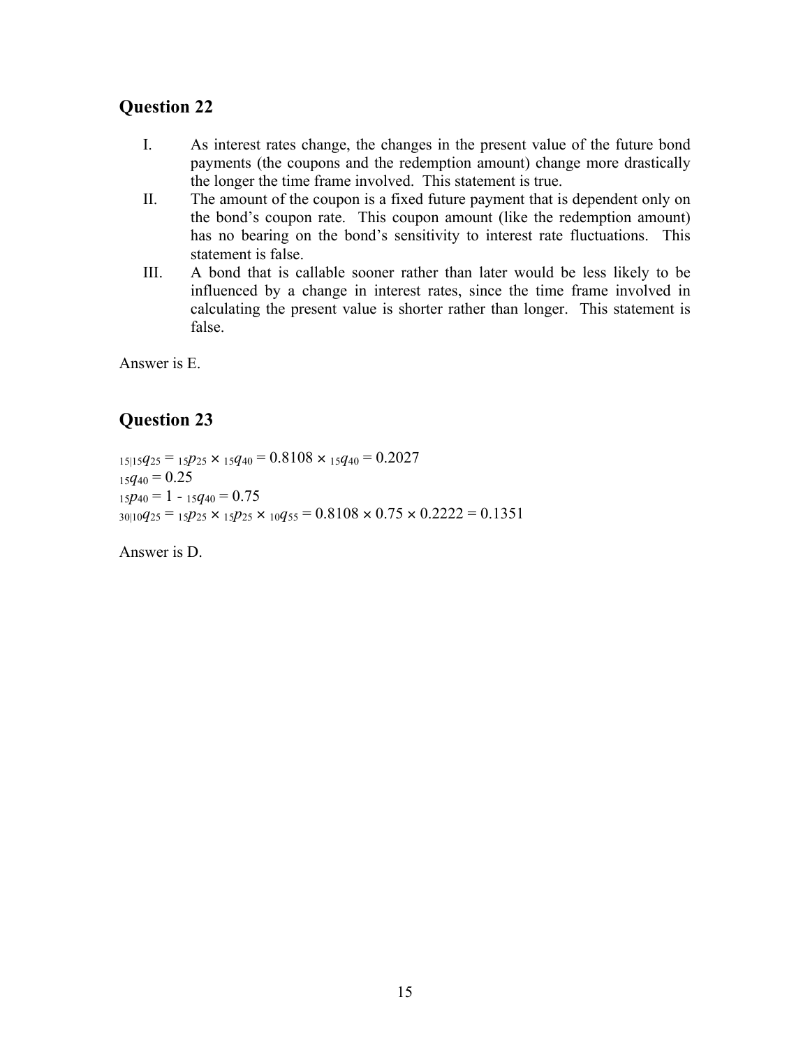## Question 22

I. As interest rates change, the changes in the present value of the future bond payments (the coupons and the redemption amount) change more drastically the longer the time frame involved. This statement is true.

II. The amount of the coupon is a fixed future payment that is dependent only on the bond's coupon rate. This coupon amount (like the redemption amount) has no bearing on the bond's sensitivity to interest rate fluctuations. This statement is false.

III. A bond that is callable sooner rather than later would be less likely to be influenced by a change in interest rates, since the time frame involved in calculating the present value is shorter rather than longer. This statement is false.

Answer is E.

## Question 23

$_{15|15}q_{25} = {}_{15}p_{25} \times {}_{15}q_{40} = 0.8108 \times {}_{15}q_{40} = 0.2027$

$_{15}q_{40} = 0.25$

$_{15}p_{40} = 1 - {}_{15}q_{40} = 0.75$

$_{30|10}q_{25} = {}_{15}p_{25} \times {}_{15}p_{25} \times {}_{10}q_{55} = 0.8108 \times 0.75 \times 0.2222 = 0.1351$

Answer is D.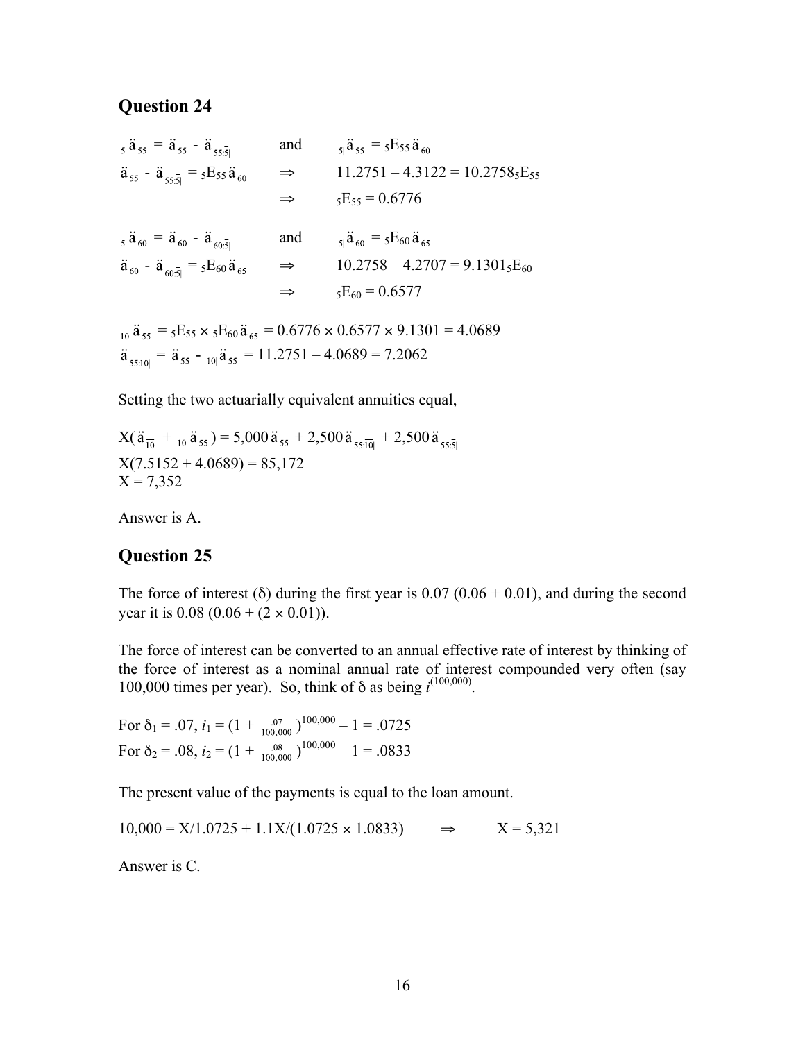## Question 24

$$ {}_{5|}\ddot{a}_{55} = \ddot{a}_{55} - \ddot{a}_{55:\overline{5|}} \quad \text{and} \quad {}_{5|}\ddot{a}_{55} = {}_5E_{55}\,\ddot{a}_{60} $$

$$ \ddot{a}_{55} - \ddot{a}_{55:\overline{5|}} = {}_5E_{55}\,\ddot{a}_{60} \quad \Rightarrow \quad 11.2751 - 4.3122 = 10.2758\,{}_5E_{55} $$

$$ \Rightarrow \quad {}_5E_{55} = 0.6776 $$

$$ {}_{5|}\ddot{a}_{60} = \ddot{a}_{60} - \ddot{a}_{60:\overline{5|}} \quad \text{and} \quad {}_{5|}\ddot{a}_{60} = {}_5E_{60}\,\ddot{a}_{65} $$

$$ \ddot{a}_{60} - \ddot{a}_{60:\overline{5|}} = {}_5E_{60}\,\ddot{a}_{65} \quad \Rightarrow \quad 10.2758 - 4.2707 = 9.1301\,{}_5E_{60} $$

$$ \Rightarrow \quad {}_5E_{60} = 0.6577 $$

$$ {}_{10|}\ddot{a}_{55} = {}_5E_{55} \times {}_5E_{60}\,\ddot{a}_{65} = 0.6776 \times 0.6577 \times 9.1301 = 4.0689 $$

$$ \ddot{a}_{55:\overline{10|}} = \ddot{a}_{55} - {}_{10|}\ddot{a}_{55} = 11.2751 - 4.0689 = 7.2062 $$

Setting the two actuarially equivalent annuities equal,

$$ X(\ddot{a}_{\overline{10|}} + {}_{10|}\ddot{a}_{55}) = 5{,}000\,\ddot{a}_{55} + 2{,}500\,\ddot{a}_{55:\overline{10|}} + 2{,}500\,\ddot{a}_{55:\overline{5|}} $$

$$ X(7.5152 + 4.0689) = 85{,}172 $$

$$ X = 7{,}352 $$

Answer is A.

## Question 25

The force of interest ($\delta$) during the first year is 0.07 (0.06 + 0.01), and during the second year it is 0.08 (0.06 + (2 × 0.01)).

The force of interest can be converted to an annual effective rate of interest by thinking of the force of interest as a nominal annual rate of interest compounded very often (say 100,000 times per year). So, think of $\delta$ as being $i^{(100{,}000)}$.

For $\delta_1 = .07$, $i_1 = (1 + \frac{.07}{100{,}000})^{100{,}000} - 1 = .0725$

For $\delta_2 = .08$, $i_2 = (1 + \frac{.08}{100{,}000})^{100{,}000} - 1 = .0833$

The present value of the payments is equal to the loan amount.

$$ 10{,}000 = X/1.0725 + 1.1X/(1.0725 \times 1.0833) \quad \Rightarrow \quad X = 5{,}321 $$

Answer is C.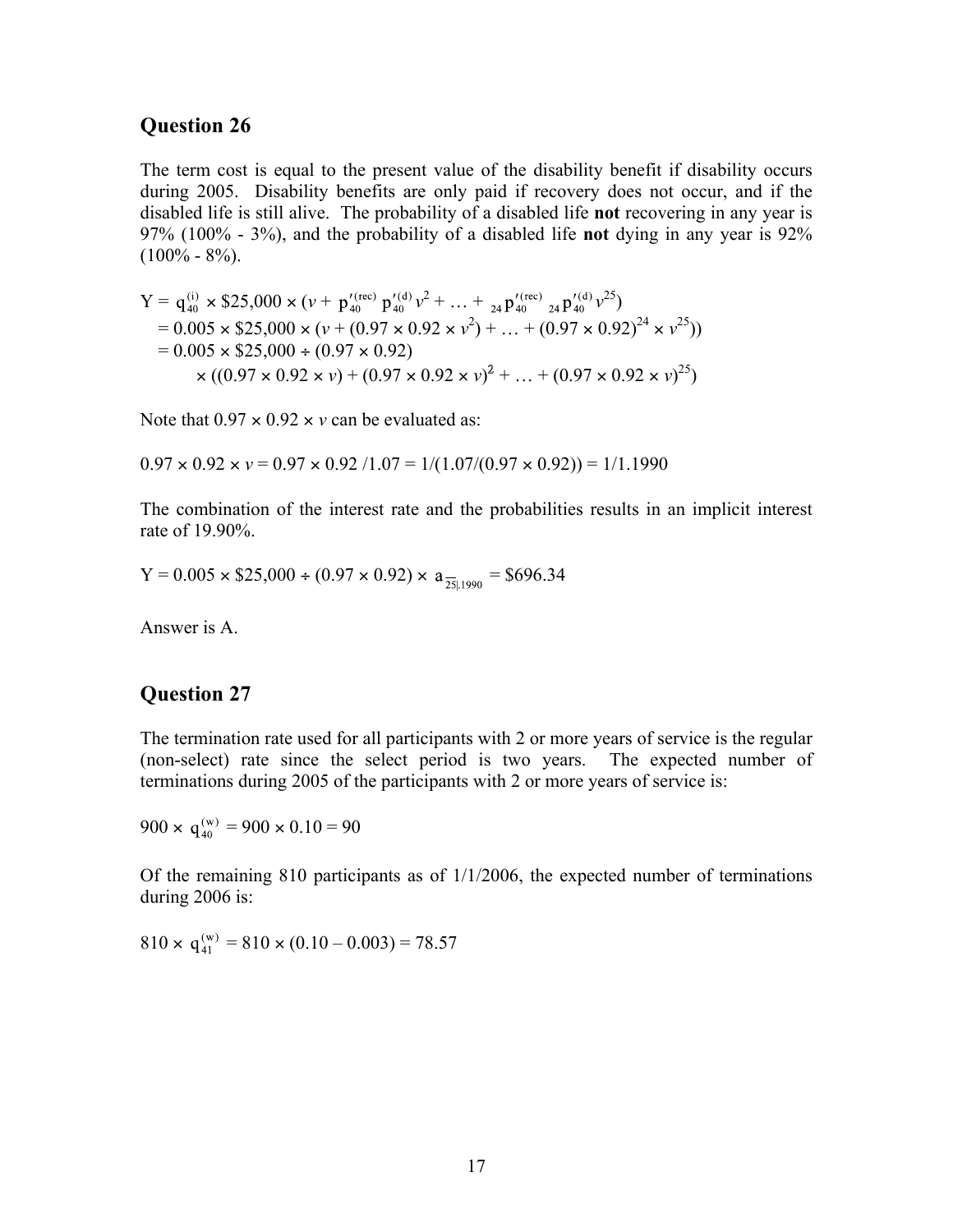## Question 26

The term cost is equal to the present value of the disability benefit if disability occurs during 2005. Disability benefits are only paid if recovery does not occur, and if the disabled life is still alive. The probability of a disabled life **not** recovering in any year is 97% (100% - 3%), and the probability of a disabled life **not** dying in any year is 92% (100% - 8%).

$$
\begin{aligned}
Y &= q_{40}^{(i)} \times \$25{,}000 \times (v + p_{40}^{\prime(rec)}\, p_{40}^{\prime(d)}\, v^2 + \ldots + {}_{24}p_{40}^{\prime(rec)}\; {}_{24}p_{40}^{\prime(d)}\, v^{25}) \\
&= 0.005 \times \$25{,}000 \times (v + (0.97 \times 0.92 \times v^2) + \ldots + (0.97 \times 0.92)^{24} \times v^{25})) \\
&= 0.005 \times \$25{,}000 \div (0.97 \times 0.92) \\
&\qquad \times ((0.97 \times 0.92 \times v) + (0.97 \times 0.92 \times v)^2 + \ldots + (0.97 \times 0.92 \times v)^{25})
\end{aligned}
$$

Note that $0.97 \times 0.92 \times v$ can be evaluated as:

$$0.97 \times 0.92 \times v = 0.97 \times 0.92 / 1.07 = 1/(1.07/(0.97 \times 0.92)) = 1/1.1990$$

The combination of the interest rate and the probabilities results in an implicit interest rate of 19.90%.

$$Y = 0.005 \times \$25{,}000 \div (0.97 \times 0.92) \times a_{\overline{25}|.1990} = \$696.34$$

Answer is A.

## Question 27

The termination rate used for all participants with 2 or more years of service is the regular (non-select) rate since the select period is two years. The expected number of terminations during 2005 of the participants with 2 or more years of service is:

$$900 \times q_{40}^{(w)} = 900 \times 0.10 = 90$$

Of the remaining 810 participants as of 1/1/2006, the expected number of terminations during 2006 is:

$$810 \times q_{41}^{(w)} = 810 \times (0.10 - 0.003) = 78.57$$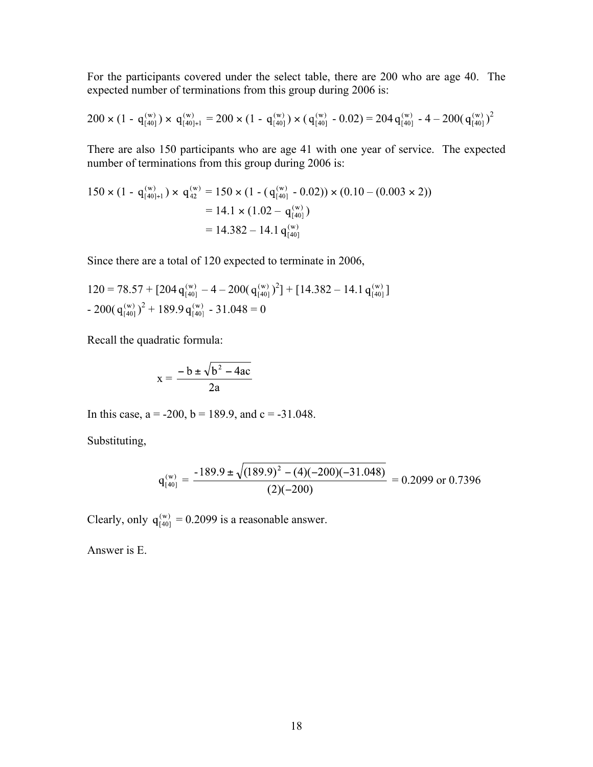For the participants covered under the select table, there are 200 who are age 40. The expected number of terminations from this group during 2006 is:

$$200 \times (1 - q_{[40]}^{(w)}) \times q_{[40]+1}^{(w)} = 200 \times (1 - q_{[40]}^{(w)}) \times (q_{[40]}^{(w)} - 0.02) = 204\,q_{[40]}^{(w)} - 4 - 200(q_{[40]}^{(w)})^2$$

There are also 150 participants who are age 41 with one year of service. The expected number of terminations from this group during 2006 is:

$$\begin{aligned} 150 \times (1 - q_{[40]+1}^{(w)}) \times q_{42}^{(w)} &= 150 \times (1 - (q_{[40]}^{(w)} - 0.02)) \times (0.10 - (0.003 \times 2)) \\ &= 14.1 \times (1.02 - q_{[40]}^{(w)}) \\ &= 14.382 - 14.1\,q_{[40]}^{(w)} \end{aligned}$$

Since there are a total of 120 expected to terminate in 2006,

$$120 = 78.57 + [204\,q_{[40]}^{(w)} - 4 - 200(q_{[40]}^{(w)})^2] + [14.382 - 14.1\,q_{[40]}^{(w)}]$$

$$-200(q_{[40]}^{(w)})^2 + 189.9\,q_{[40]}^{(w)} - 31.048 = 0$$

Recall the quadratic formula:

$$x = \frac{-b \pm \sqrt{b^2 - 4ac}}{2a}$$

In this case, a = -200, b = 189.9, and c = -31.048.

Substituting,

$$q_{[40]}^{(w)} = \frac{-189.9 \pm \sqrt{(189.9)^2 - (4)(-200)(-31.048)}}{(2)(-200)} = 0.2099 \text{ or } 0.7396$$

Clearly, only $q_{[40]}^{(w)} = 0.2099$ is a reasonable answer.

Answer is E.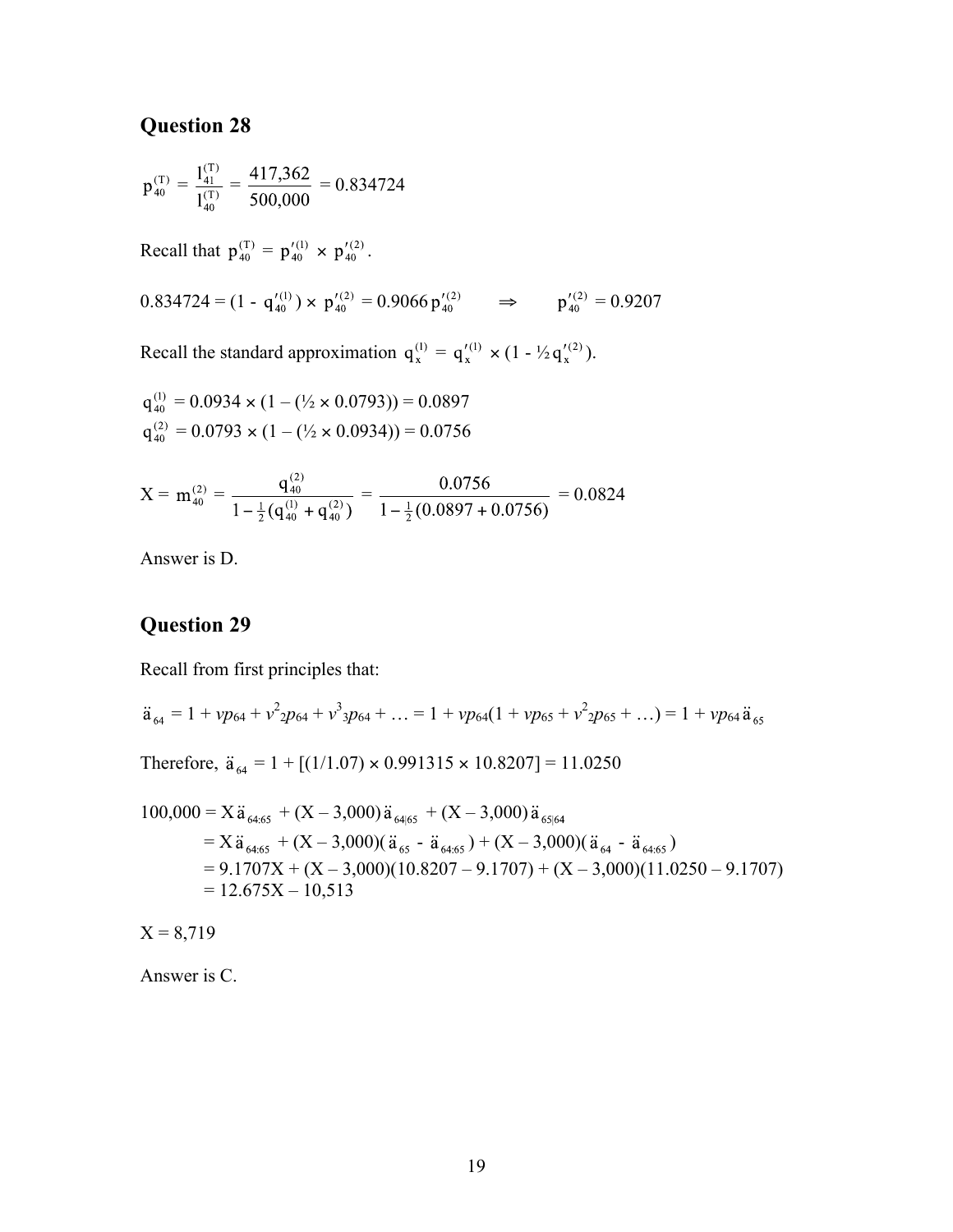## Question 28

$$p_{40}^{(T)} = \frac{l_{41}^{(T)}}{l_{40}^{(T)}} = \frac{417{,}362}{500{,}000} = 0.834724$$

Recall that $p_{40}^{(T)} = p_{40}'^{(1)} \times p_{40}'^{(2)}$.

$$0.834724 = (1 - q_{40}'^{(1)}) \times p_{40}'^{(2)} = 0.9066\, p_{40}'^{(2)} \qquad \Rightarrow \qquad p_{40}'^{(2)} = 0.9207$$

Recall the standard approximation $q_x^{(1)} = q_x'^{(1)} \times (1 - ½\, q_x'^{(2)})$.

$$q_{40}^{(1)} = 0.0934 \times (1 - (½ \times 0.0793)) = 0.0897$$
$$q_{40}^{(2)} = 0.0793 \times (1 - (½ \times 0.0934)) = 0.0756$$

$$X = m_{40}^{(2)} = \frac{q_{40}^{(2)}}{1 - \frac{1}{2}(q_{40}^{(1)} + q_{40}^{(2)})} = \frac{0.0756}{1 - \frac{1}{2}(0.0897 + 0.0756)} = 0.0824$$

Answer is D.

## Question 29

Recall from first principles that:

$$\ddot{a}_{64} = 1 + vp_{64} + v^2\,{}_2p_{64} + v^3\,{}_3p_{64} + \ldots = 1 + vp_{64}(1 + vp_{65} + v^2\,{}_2p_{65} + \ldots) = 1 + vp_{64}\,\ddot{a}_{65}$$

Therefore, $\ddot{a}_{64} = 1 + [(1/1.07) \times 0.991315 \times 10.8207] = 11.0250$

$$\begin{aligned}
100{,}000 &= X\ddot{a}_{64:65} + (X - 3{,}000)\,\ddot{a}_{64|65} + (X - 3{,}000)\,\ddot{a}_{65|64} \\
&= X\ddot{a}_{64:65} + (X - 3{,}000)(\ddot{a}_{65} - \ddot{a}_{64:65}) + (X - 3{,}000)(\ddot{a}_{64} - \ddot{a}_{64:65}) \\
&= 9.1707X + (X - 3{,}000)(10.8207 - 9.1707) + (X - 3{,}000)(11.0250 - 9.1707) \\
&= 12.675X - 10{,}513
\end{aligned}$$

$X = 8{,}719$

Answer is C.